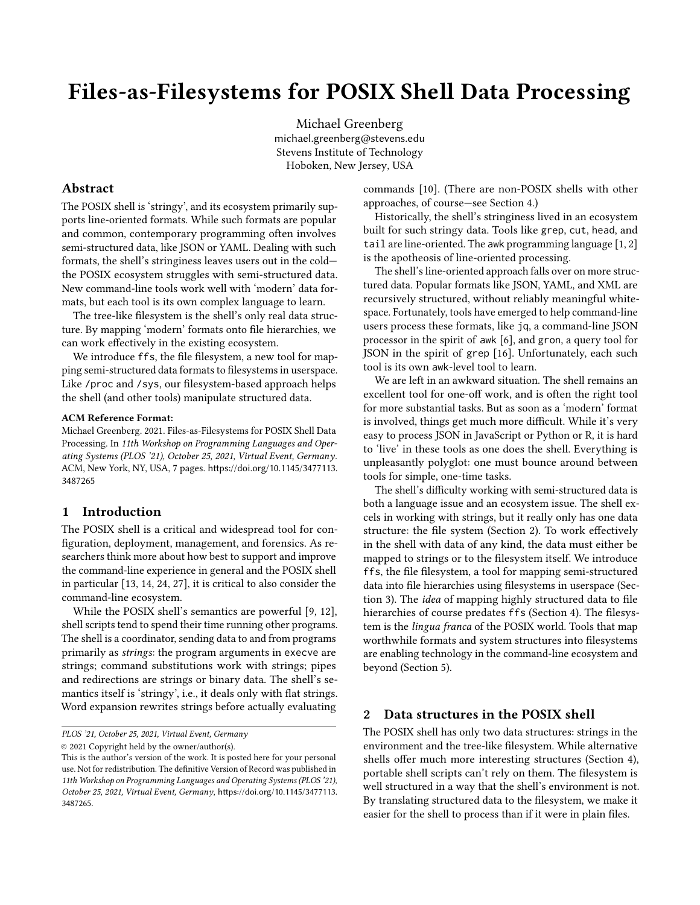# Files-as-Filesystems for POSIX Shell Data Processing

Michael Greenberg
michael.greenberg@stevens.edu
Stevens Institute of Technology
Hoboken, New Jersey, USA

## Abstract

The POSIX shell is 'stringy', and its ecosystem primarily supports line-oriented formats. While such formats are popular and common, contemporary programming often involves semi-structured data, like JSON or YAML. Dealing with such formats, the shell's stringiness leaves users out in the cold—the POSIX ecosystem struggles with semi-structured data. New command-line tools work well with 'modern' data formats, but each tool is its own complex language to learn.

The tree-like filesystem is the shell's only real data structure. By mapping 'modern' formats onto file hierarchies, we can work effectively in the existing ecosystem.

We introduce `ffs`, the file filesystem, a new tool for mapping semi-structured data formats to filesystems in userspace. Like `/proc` and `/sys`, our filesystem-based approach helps the shell (and other tools) manipulate structured data.

**ACM Reference Format:**
Michael Greenberg. 2021. Files-as-Filesystems for POSIX Shell Data Processing. In *11th Workshop on Programming Languages and Operating Systems (PLOS '21), October 25, 2021, Virtual Event, Germany.* ACM, New York, NY, USA, 7 pages. https://doi.org/10.1145/3477113.3487265

## 1 Introduction

The POSIX shell is a critical and widespread tool for configuration, deployment, management, and forensics. As researchers think more about how best to support and improve the command-line experience in general and the POSIX shell in particular [13, 14, 24, 27], it is critical to also consider the command-line ecosystem.

While the POSIX shell's semantics are powerful [9, 12], shell scripts tend to spend their time running other programs. The shell is a coordinator, sending data to and from programs primarily as *strings*: the program arguments in `execve` are strings; command substitutions work with strings; pipes and redirections are strings or binary data. The shell's semantics itself is 'stringy', i.e., it deals only with flat strings. Word expansion rewrites strings before actually evaluating commands [10]. (There are non-POSIX shells with other approaches, of course—see Section 4.)

Historically, the shell's stringiness lived in an ecosystem built for such stringy data. Tools like `grep`, `cut`, `head`, and `tail` are line-oriented. The `awk` programming language [1, 2] is the apotheosis of line-oriented processing.

The shell's line-oriented approach falls over on more structured data. Popular formats like JSON, YAML, and XML are recursively structured, without reliably meaningful whitespace. Fortunately, tools have emerged to help command-line users process these formats, like `jq`, a command-line JSON processor in the spirit of `awk` [6], and `gron`, a query tool for JSON in the spirit of `grep` [16]. Unfortunately, each such tool is its own `awk`-level tool to learn.

We are left in an awkward situation. The shell remains an excellent tool for one-off work, and is often the right tool for more substantial tasks. But as soon as a 'modern' format is involved, things get much more difficult. While it's very easy to process JSON in JavaScript or Python or R, it is hard to 'live' in these tools as one does the shell. Everything is unpleasantly polyglot: one must bounce around between tools for simple, one-time tasks.

The shell's difficulty working with semi-structured data is both a language issue and an ecosystem issue. The shell excels in working with strings, but it really only has one data structure: the file system (Section 2). To work effectively in the shell with data of any kind, the data must either be mapped to strings or to the filesystem itself. We introduce `ffs`, the file filesystem, a tool for mapping semi-structured data into file hierarchies using filesystems in userspace (Section 3). The *idea* of mapping highly structured data to file hierarchies of course predates `ffs` (Section 4). The filesystem is the *lingua franca* of the POSIX world. Tools that map worthwhile formats and system structures into filesystems are enabling technology in the command-line ecosystem and beyond (Section 5).

## 2 Data structures in the POSIX shell

The POSIX shell has only two data structures: strings in the environment and the tree-like filesystem. While alternative shells offer much more interesting structures (Section 4), portable shell scripts can't rely on them. The filesystem is well structured in a way that the shell's environment is not. By translating structured data to the filesystem, we make it easier for the shell to process than if it were in plain files.

PLOS '21, October 25, 2021, Virtual Event, Germany
© 2021 Copyright held by the owner/author(s).
This is the author's version of the work. It is posted here for your personal use. Not for redistribution. The definitive Version of Record was published in *11th Workshop on Programming Languages and Operating Systems (PLOS '21), October 25, 2021, Virtual Event, Germany*, https://doi.org/10.1145/3477113.3487265.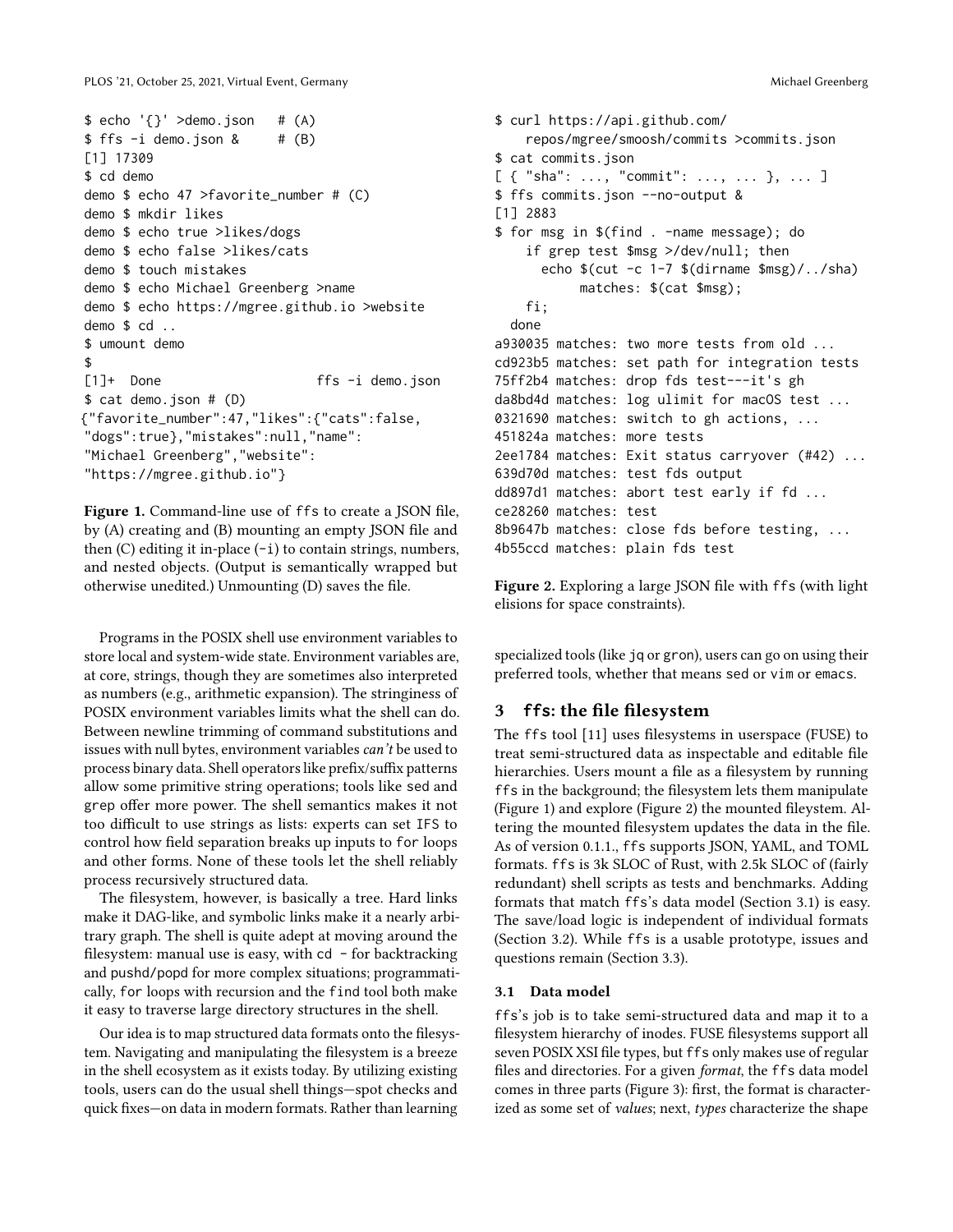```
$ echo '{}' >demo.json   # (A)
$ ffs -i demo.json &     # (B)
[1] 17309
$ cd demo
demo $ echo 47 >favorite_number # (C)
demo $ mkdir likes
demo $ echo true >likes/dogs
demo $ echo false >likes/cats
demo $ touch mistakes
demo $ echo Michael Greenberg >name
demo $ echo https://mgree.github.io >website
demo $ cd ..
$ umount demo
$
[1]+  Done                    ffs -i demo.json
$ cat demo.json # (D)
{"favorite_number":47,"likes":{"cats":false,
"dogs":true},"mistakes":null,"name":
"Michael Greenberg","website":
"https://mgree.github.io"}
```

**Figure 1.** Command-line use of ffs to create a JSON file, by (A) creating and (B) mounting an empty JSON file and then (C) editing it in-place (-i) to contain strings, numbers, and nested objects. (Output is semantically wrapped but otherwise unedited.) Unmounting (D) saves the file.

Programs in the POSIX shell use environment variables to store local and system-wide state. Environment variables are, at core, strings, though they are sometimes also interpreted as numbers (e.g., arithmetic expansion). The stringiness of POSIX environment variables limits what the shell can do. Between newline trimming of command substitutions and issues with null bytes, environment variables *can't* be used to process binary data. Shell operators like prefix/suffix patterns allow some primitive string operations; tools like sed and grep offer more power. The shell semantics makes it not too difficult to use strings as lists: experts can set IFS to control how field separation breaks up inputs to for loops and other forms. None of these tools let the shell reliably process recursively structured data.

The filesystem, however, is basically a tree. Hard links make it DAG-like, and symbolic links make it a nearly arbitrary graph. The shell is quite adept at moving around the filesystem: manual use is easy, with cd - for backtracking and pushd/popd for more complex situations; programmatically, for loops with recursion and the find tool both make it easy to traverse large directory structures in the shell.

Our idea is to map structured data formats onto the filesystem. Navigating and manipulating the filesystem is a breeze in the shell ecosystem as it exists today. By utilizing existing tools, users can do the usual shell things—spot checks and quick fixes—on data in modern formats. Rather than learning specialized tools (like jq or gron), users can go on using their preferred tools, whether that means sed or vim or emacs.

```
$ curl https://api.github.com/
    repos/mgree/smoosh/commits >commits.json
$ cat commits.json
[ { "sha": ..., "commit": ..., ... }, ... ]
$ ffs commits.json --no-output &
[1] 2883
$ for msg in $(find . -name message); do
    if grep test $msg >/dev/null; then
      echo $(cut -c 1-7 $(dirname $msg)/../sha)
           matches: $(cat $msg);
    fi;
  done
a930035 matches: two more tests from old ...
cd923b5 matches: set path for integration tests
75ff2b4 matches: drop fds test---it's gh
da8bd4d matches: log ulimit for macOS test ...
0321690 matches: switch to gh actions, ...
451824a matches: more tests
2ee1784 matches: Exit status carryover (#42) ...
639d70d matches: test fds output
dd897d1 matches: abort test early if fd ...
ce28260 matches: test
8b9647b matches: close fds before testing, ...
4b55ccd matches: plain fds test
```

**Figure 2.** Exploring a large JSON file with ffs (with light elisions for space constraints).

## 3 ffs: the file filesystem

The ffs tool [11] uses filesystems in userspace (FUSE) to treat semi-structured data as inspectable and editable file hierarchies. Users mount a file as a filesystem by running ffs in the background; the filesystem lets them manipulate (Figure 1) and explore (Figure 2) the mounted fileystem. Altering the mounted filesystem updates the data in the file. As of version 0.1.1., ffs supports JSON, YAML, and TOML formats. ffs is 3k SLOC of Rust, with 2.5k SLOC of (fairly redundant) shell scripts as tests and benchmarks. Adding formats that match ffs's data model (Section 3.1) is easy. The save/load logic is independent of individual formats (Section 3.2). While ffs is a usable prototype, issues and questions remain (Section 3.3).

### 3.1 Data model

ffs's job is to take semi-structured data and map it to a filesystem hierarchy of inodes. FUSE filesystems support all seven POSIX XSI file types, but ffs only makes use of regular files and directories. For a given *format*, the ffs data model comes in three parts (Figure 3): first, the format is characterized as some set of *values*; next, *types* characterize the shape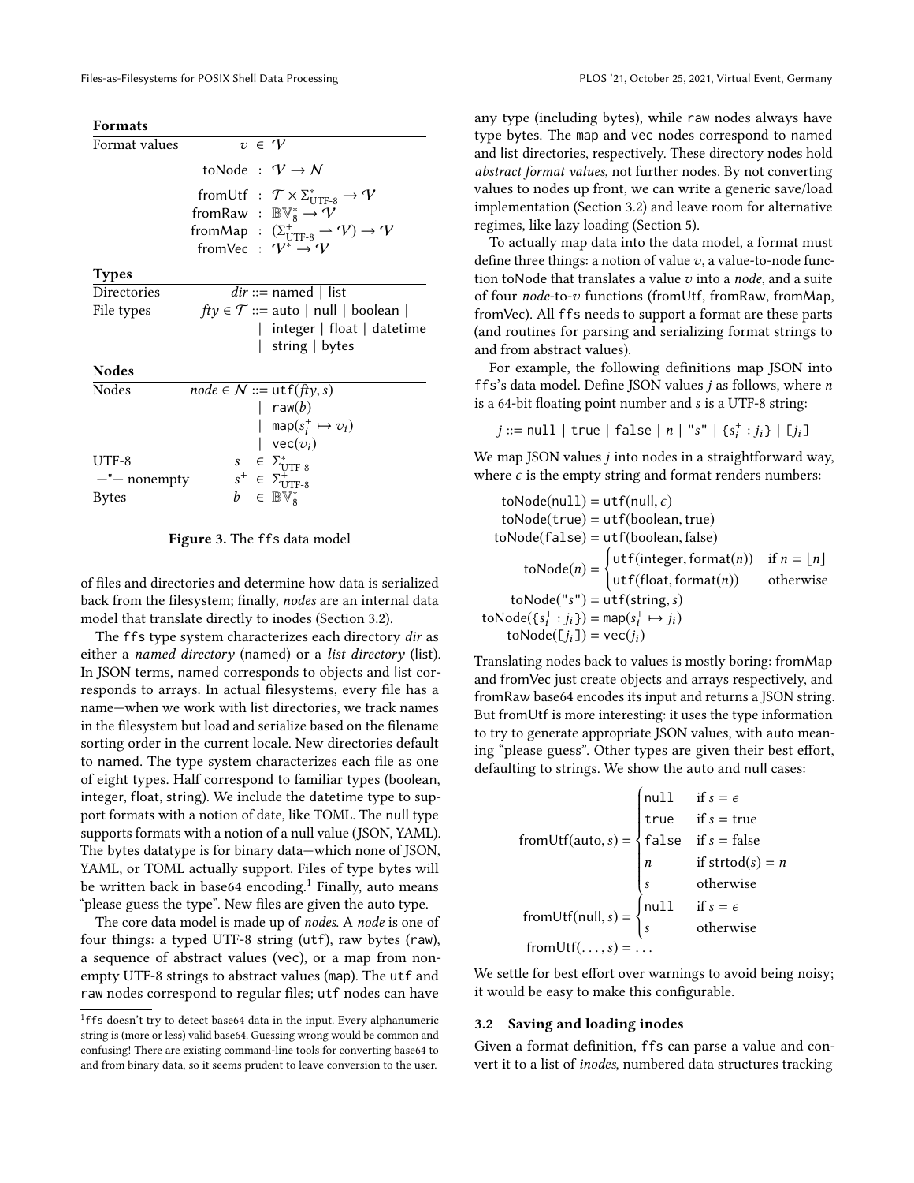**Formats**

| | |
|---|---|
| Format values | $v \in \mathcal{V}$ |
| | $\mathsf{toNode} : \mathcal{V} \to \mathcal{N}$ |
| | $\mathsf{fromUtf} : \mathcal{T} \times \Sigma^*_{\text{UTF-8}} \to \mathcal{V}$ |
| | $\mathsf{fromRaw} : \mathbb{BV}^*_8 \to \mathcal{V}$ |
| | $\mathsf{fromMap} : (\Sigma^+_{\text{UTF-8}} \rightharpoonup \mathcal{V}) \to \mathcal{V}$ |
| | $\mathsf{fromVec} : \mathcal{V}^* \to \mathcal{V}$ |

**Types**

| | |
|---|---|
| Directories | $dir ::= \mathsf{named} \mid \mathsf{list}$ |
| File types | $fty \in \mathcal{T} ::= \mathsf{auto} \mid \mathsf{null} \mid \mathsf{boolean} \mid \mathsf{integer} \mid \mathsf{float} \mid \mathsf{datetime} \mid \mathsf{string} \mid \mathsf{bytes}$ |

**Nodes**

| | |
|---|---|
| Nodes | $node \in \mathcal{N} ::= \mathtt{utf}(fty, s) \mid \mathtt{raw}(b) \mid \mathtt{map}(s^+_i \mapsto v_i) \mid \mathtt{vec}(v_i)$ |
| UTF-8 | $s \in \Sigma^*_{\text{UTF-8}}$ |
| —"— nonempty | $s^+ \in \Sigma^+_{\text{UTF-8}}$ |
| Bytes | $b \in \mathbb{BV}^*_8$ |

**Figure 3.** The `ffs` data model

of files and directories and determine how data is serialized back from the filesystem; finally, *nodes* are an internal data model that translate directly to inodes (Section 3.2).

The `ffs` type system characterizes each directory *dir* as either a *named directory* (named) or a *list directory* (list). In JSON terms, named corresponds to objects and list corresponds to arrays. In actual filesystems, every file has a name—when we work with list directories, we track names in the filesystem but load and serialize based on the filename sorting order in the current locale. New directories default to named. The type system characterizes each file as one of eight types. Half correspond to familiar types (boolean, integer, float, string). We include the datetime type to support formats with a notion of date, like TOML. The null type supports formats with a notion of a null value (JSON, YAML). The bytes datatype is for binary data—which none of JSON, YAML, or TOML actually support. Files of type bytes will be written back in base64 encoding.[1] Finally, auto means "please guess the type". New files are given the auto type.

The core data model is made up of *nodes*. A *node* is one of four things: a typed UTF-8 string (`utf`), raw bytes (`raw`), a sequence of abstract values (`vec`), or a map from nonempty UTF-8 strings to abstract values (`map`). The `utf` and `raw` nodes correspond to regular files; `utf` nodes can have any type (including bytes), while `raw` nodes always have type bytes. The `map` and `vec` nodes correspond to named and list directories, respectively. These directory nodes hold *abstract format values*, not further nodes. By not converting values to nodes up front, we can write a generic save/load implementation (Section 3.2) and leave room for alternative regimes, like lazy loading (Section 5).

To actually map data into the data model, a format must define three things: a notion of value $v$, a value-to-node function toNode that translates a value $v$ into a *node*, and a suite of four *node*-to-$v$ functions (fromUtf, fromRaw, fromMap, fromVec). All `ffs` needs to support a format are these parts (and routines for parsing and serializing format strings to and from abstract values).

For example, the following definitions map JSON into `ffs`'s data model. Define JSON values $j$ as follows, where $n$ is a 64-bit floating point number and $s$ is a UTF-8 string:

$$j ::= \mathtt{null} \mid \mathtt{true} \mid \mathtt{false} \mid n \mid \mathtt{"}s\mathtt{"} \mid \{s^+_i : j_i\} \mid [j_i]$$

We map JSON values $j$ into nodes in a straightforward way, where $\epsilon$ is the empty string and format renders numbers:

$$
\begin{aligned}
\mathsf{toNode}(\mathtt{null}) &= \mathtt{utf}(\mathsf{null}, \epsilon) \\
\mathsf{toNode}(\mathtt{true}) &= \mathtt{utf}(\mathsf{boolean}, \mathsf{true}) \\
\mathsf{toNode}(\mathtt{false}) &= \mathtt{utf}(\mathsf{boolean}, \mathsf{false}) \\
\mathsf{toNode}(n) &= \begin{cases} \mathtt{utf}(\mathsf{integer}, \mathsf{format}(n)) & \text{if } n = \lfloor n \rfloor \\ \mathtt{utf}(\mathsf{float}, \mathsf{format}(n)) & \text{otherwise} \end{cases} \\
\mathsf{toNode}(\mathtt{"}s\mathtt{"}) &= \mathtt{utf}(\mathsf{string}, s) \\
\mathsf{toNode}(\{s^+_i : j_i\}) &= \mathtt{map}(s^+_i \mapsto j_i) \\
\mathsf{toNode}([j_i]) &= \mathtt{vec}(j_i)
\end{aligned}
$$

Translating nodes back to values is mostly boring: fromMap and fromVec just create objects and arrays respectively, and fromRaw base64 encodes its input and returns a JSON string. But fromUtf is more interesting: it uses the type information to try to generate appropriate JSON values, with auto meaning "please guess". Other types are given their best effort, defaulting to strings. We show the auto and null cases:

$$
\begin{aligned}
\mathsf{fromUtf}(\mathsf{auto}, s) &= \begin{cases} \mathtt{null} & \text{if } s = \epsilon \\ \mathtt{true} & \text{if } s = \mathsf{true} \\ \mathtt{false} & \text{if } s = \mathsf{false} \\ n & \text{if strtod}(s) = n \\ s & \text{otherwise} \end{cases} \\
\mathsf{fromUtf}(\mathsf{null}, s) &= \begin{cases} \mathtt{null} & \text{if } s = \epsilon \\ s & \text{otherwise} \end{cases} \\
\mathsf{fromUtf}(\ldots, s) &= \ldots
\end{aligned}
$$

We settle for best effort over warnings to avoid being noisy; it would be easy to make this configurable.

### 3.2 Saving and loading inodes

Given a format definition, `ffs` can parse a value and convert it to a list of *inodes*, numbered data structures tracking

[1] `ffs` doesn't try to detect base64 data in the input. Every alphanumeric string is (more or less) valid base64. Guessing wrong would be common and confusing! There are existing command-line tools for converting base64 to and from binary data, so it seems prudent to leave conversion to the user.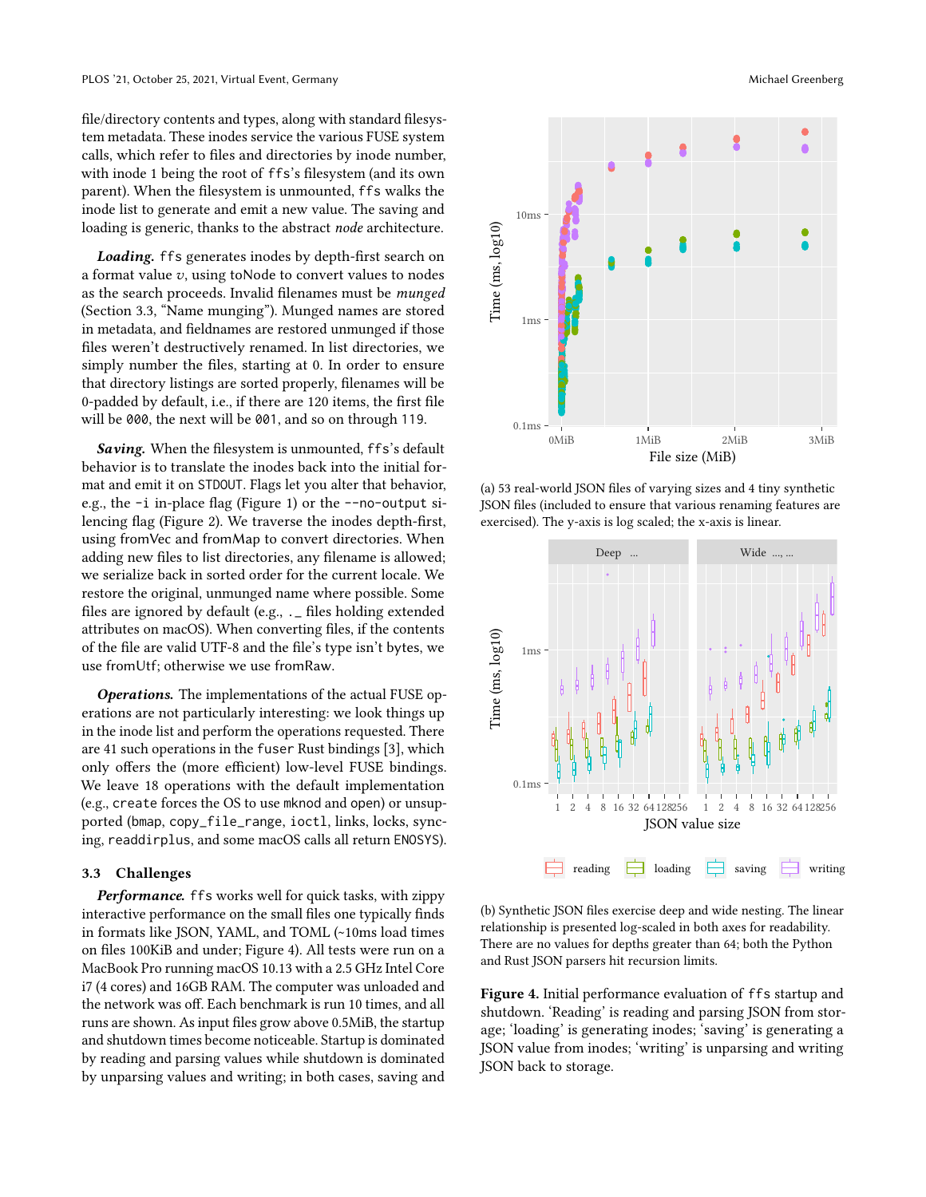file/directory contents and types, along with standard filesystem metadata. These inodes service the various FUSE system calls, which refer to files and directories by inode number, with inode 1 being the root of ffs's filesystem (and its own parent). When the filesystem is unmounted, ffs walks the inode list to generate and emit a new value. The saving and loading is generic, thanks to the abstract *node* architecture.

***Loading.*** ffs generates inodes by depth-first search on a format value $v$, using toNode to convert values to nodes as the search proceeds. Invalid filenames must be *munged* (Section 3.3, "Name munging"). Munged names are stored in metadata, and fieldnames are restored unmunged if those files weren't destructively renamed. In list directories, we simply number the files, starting at 0. In order to ensure that directory listings are sorted properly, filenames will be 0-padded by default, i.e., if there are 120 items, the first file will be 000, the next will be 001, and so on through 119.

***Saving.*** When the filesystem is unmounted, ffs's default behavior is to translate the inodes back into the initial format and emit it on STDOUT. Flags let you alter that behavior, e.g., the -i in-place flag (Figure 1) or the --no-output silencing flag (Figure 2). We traverse the inodes depth-first, using fromVec and fromMap to convert directories. When adding new files to list directories, any filename is allowed; we serialize back in sorted order for the current locale. We restore the original, unmunged name where possible. Some files are ignored by default (e.g., ._ files holding extended attributes on macOS). When converting files, if the contents of the file are valid UTF-8 and the file's type isn't bytes, we use fromUtf; otherwise we use fromRaw.

***Operations.*** The implementations of the actual FUSE operations are not particularly interesting: we look things up in the inode list and perform the operations requested. There are 41 such operations in the fuser Rust bindings [3], which only offers the (more efficient) low-level FUSE bindings. We leave 18 operations with the default implementation (e.g., create forces the OS to use mknod and open) or unsupported (bmap, copy_file_range, ioctl, links, locks, syncing, readdirplus, and some macOS calls all return ENOSYS).

### 3.3 Challenges

***Performance.*** ffs works well for quick tasks, with zippy interactive performance on the small files one typically finds in formats like JSON, YAML, and TOML (~10ms load times on files 100KiB and under; Figure 4). All tests were run on a MacBook Pro running macOS 10.13 with a 2.5 GHz Intel Core i7 (4 cores) and 16GB RAM. The computer was unloaded and the network was off. Each benchmark is run 10 times, and all runs are shown. As input files grow above 0.5MiB, the startup and shutdown times become noticeable. Startup is dominated by reading and parsing values while shutdown is dominated by unparsing values and writing; in both cases, saving and

(a) 53 real-world JSON files of varying sizes and 4 tiny synthetic JSON files (included to ensure that various renaming features are exercised). The y-axis is log scaled; the x-axis is linear.

(b) Synthetic JSON files exercise deep and wide nesting. The linear relationship is presented log-scaled in both axes for readability. There are no values for depths greater than 64; both the Python and Rust JSON parsers hit recursion limits.

**Figure 4.** Initial performance evaluation of ffs startup and shutdown. 'Reading' is reading and parsing JSON from storage; 'loading' is generating inodes; 'saving' is generating a JSON value from inodes; 'writing' is unparsing and writing JSON back to storage.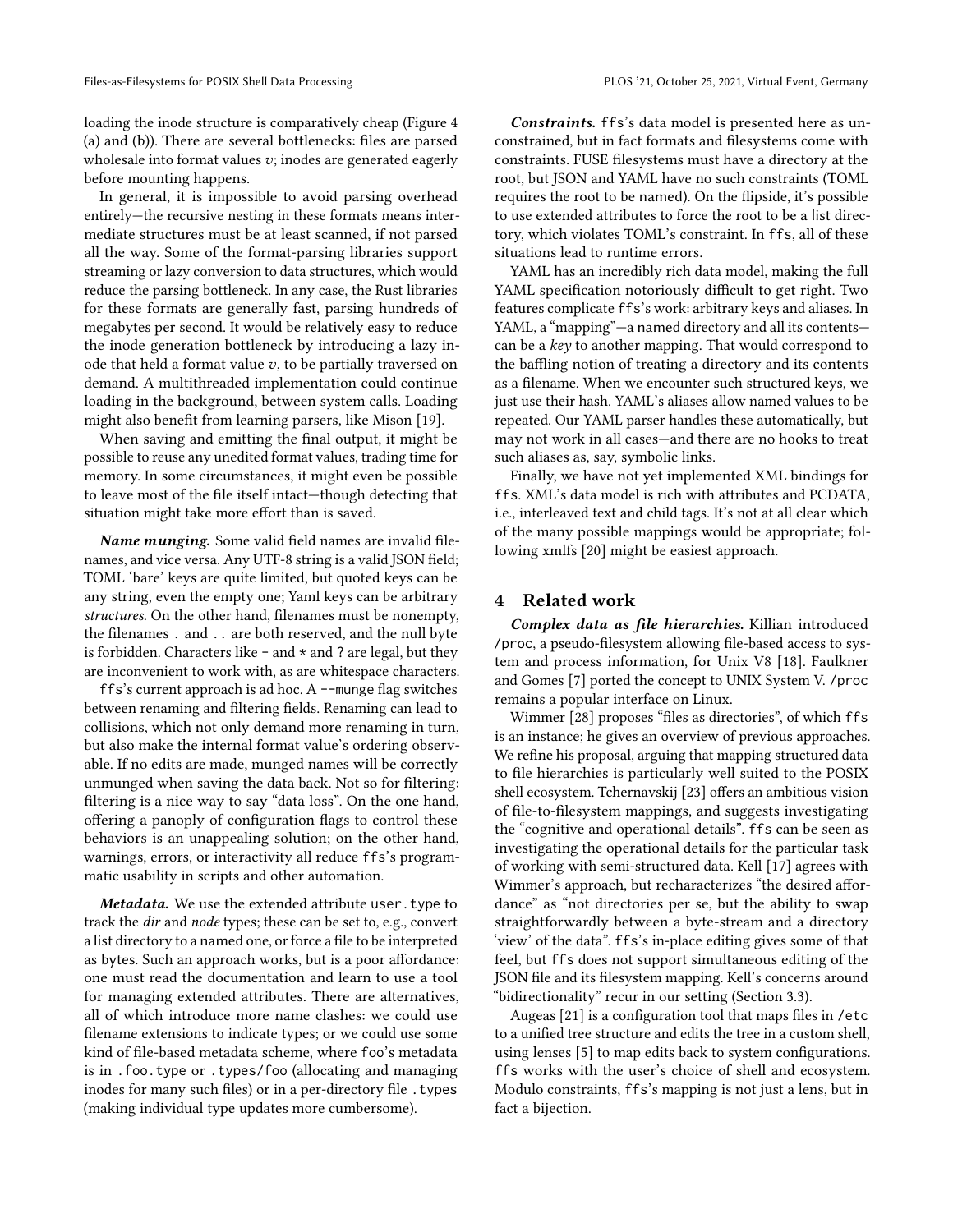loading the inode structure is comparatively cheap (Figure 4 (a) and (b)). There are several bottlenecks: files are parsed wholesale into format values $v$; inodes are generated eagerly before mounting happens.

In general, it is impossible to avoid parsing overhead entirely—the recursive nesting in these formats means intermediate structures must be at least scanned, if not parsed all the way. Some of the format-parsing libraries support streaming or lazy conversion to data structures, which would reduce the parsing bottleneck. In any case, the Rust libraries for these formats are generally fast, parsing hundreds of megabytes per second. It would be relatively easy to reduce the inode generation bottleneck by introducing a lazy inode that held a format value $v$, to be partially traversed on demand. A multithreaded implementation could continue loading in the background, between system calls. Loading might also benefit from learning parsers, like Mison [19].

When saving and emitting the final output, it might be possible to reuse any unedited format values, trading time for memory. In some circumstances, it might even be possible to leave most of the file itself intact—though detecting that situation might take more effort than is saved.

***Name munging.*** Some valid field names are invalid filenames, and vice versa. Any UTF-8 string is a valid JSON field; TOML 'bare' keys are quite limited, but quoted keys can be any string, even the empty one; Yaml keys can be arbitrary *structures*. On the other hand, filenames must be nonempty, the filenames `.` and `..` are both reserved, and the null byte is forbidden. Characters like `-` and `*` and `?` are legal, but they are inconvenient to work with, as are whitespace characters.

`ffs`'s current approach is ad hoc. A `--munge` flag switches between renaming and filtering fields. Renaming can lead to collisions, which not only demand more renaming in turn, but also make the internal format value's ordering observable. If no edits are made, munged names will be correctly unmunged when saving the data back. Not so for filtering: filtering is a nice way to say "data loss". On the one hand, offering a panoply of configuration flags to control these behaviors is an unappealing solution; on the other hand, warnings, errors, or interactivity all reduce `ffs`'s programmatic usability in scripts and other automation.

***Metadata.*** We use the extended attribute `user.type` to track the *dir* and *node* types; these can be set to, e.g., convert a list directory to a named one, or force a file to be interpreted as bytes. Such an approach works, but is a poor affordance: one must read the documentation and learn to use a tool for managing extended attributes. There are alternatives, all of which introduce more name clashes: we could use filename extensions to indicate types; or we could use some kind of file-based metadata scheme, where `foo`'s metadata is in `.foo.type` or `.types/foo` (allocating and managing inodes for many such files) or in a per-directory file `.types` (making individual type updates more cumbersome).

***Constraints.*** `ffs`'s data model is presented here as unconstrained, but in fact formats and filesystems come with constraints. FUSE filesystems must have a directory at the root, but JSON and YAML have no such constraints (TOML requires the root to be named). On the flipside, it's possible to use extended attributes to force the root to be a list directory, which violates TOML's constraint. In `ffs`, all of these situations lead to runtime errors.

YAML has an incredibly rich data model, making the full YAML specification notoriously difficult to get right. Two features complicate `ffs`'s work: arbitrary keys and aliases. In YAML, a "mapping"—a named directory and all its contents—can be a *key* to another mapping. That would correspond to the baffling notion of treating a directory and its contents as a filename. When we encounter such structured keys, we just use their hash. YAML's aliases allow named values to be repeated. Our YAML parser handles these automatically, but may not work in all cases—and there are no hooks to treat such aliases as, say, symbolic links.

Finally, we have not yet implemented XML bindings for `ffs`. XML's data model is rich with attributes and PCDATA, i.e., interleaved text and child tags. It's not at all clear which of the many possible mappings would be appropriate; following xmlfs [20] might be easiest approach.

## 4 Related work

***Complex data as file hierarchies.*** Killian introduced `/proc`, a pseudo-filesystem allowing file-based access to system and process information, for Unix V8 [18]. Faulkner and Gomes [7] ported the concept to UNIX System V. `/proc` remains a popular interface on Linux.

Wimmer [28] proposes "files as directories", of which `ffs` is an instance; he gives an overview of previous approaches. We refine his proposal, arguing that mapping structured data to file hierarchies is particularly well suited to the POSIX shell ecosystem. Tchernavskij [23] offers an ambitious vision of file-to-filesystem mappings, and suggests investigating the "cognitive and operational details". `ffs` can be seen as investigating the operational details for the particular task of working with semi-structured data. Kell [17] agrees with Wimmer's approach, but recharacterizes "the desired affordance" as "not directories per se, but the ability to swap straightforwardly between a byte-stream and a directory 'view' of the data". `ffs`'s in-place editing gives some of that feel, but `ffs` does not support simultaneous editing of the JSON file and its filesystem mapping. Kell's concerns around "bidirectionality" recur in our setting (Section 3.3).

Augeas [21] is a configuration tool that maps files in `/etc` to a unified tree structure and edits the tree in a custom shell, using lenses [5] to map edits back to system configurations. `ffs` works with the user's choice of shell and ecosystem. Modulo constraints, `ffs`'s mapping is not just a lens, but in fact a bijection.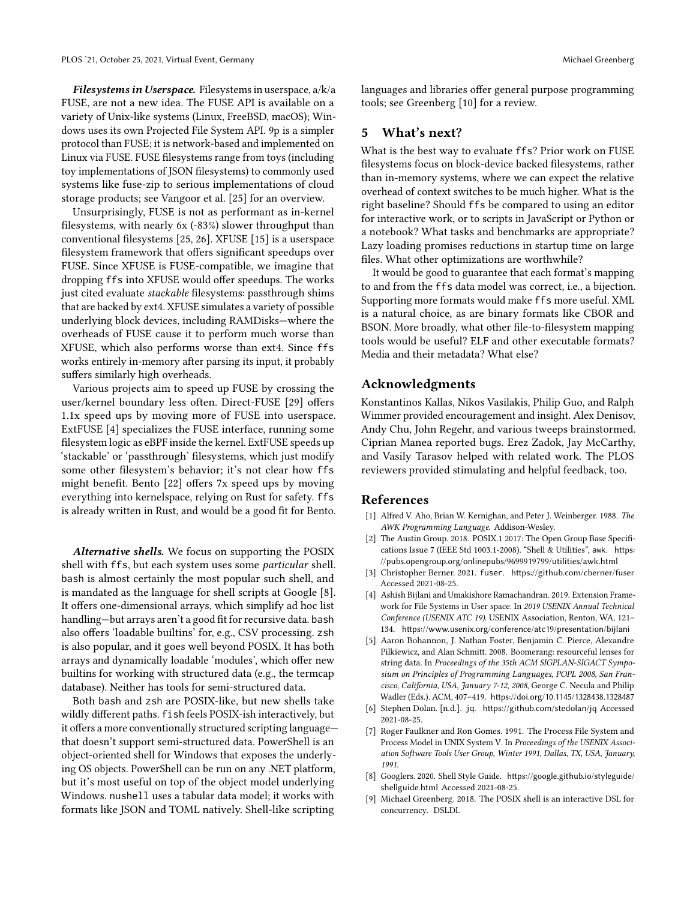***Filesystems in Userspace.*** Filesystems in userspace, a/k/a FUSE, are not a new idea. The FUSE API is available on a variety of Unix-like systems (Linux, FreeBSD, macOS); Windows uses its own Projected File System API. 9p is a simpler protocol than FUSE; it is network-based and implemented on Linux via FUSE. FUSE filesystems range from toys (including toy implementations of JSON filesystems) to commonly used systems like fuse-zip to serious implementations of cloud storage products; see Vangoor et al. [25] for an overview.

Unsurprisingly, FUSE is not as performant as in-kernel filesystems, with nearly 6x (-83%) slower throughput than conventional filesystems [25, 26]. XFUSE [15] is a userspace filesystem framework that offers significant speedups over FUSE. Since XFUSE is FUSE-compatible, we imagine that dropping ffs into XFUSE would offer speedups. The works just cited evaluate *stackable* filesystems: passthrough shims that are backed by ext4. XFUSE simulates a variety of possible underlying block devices, including RAMDisks—where the overheads of FUSE cause it to perform much worse than XFUSE, which also performs worse than ext4. Since ffs works entirely in-memory after parsing its input, it probably suffers similarly high overheads.

Various projects aim to speed up FUSE by crossing the user/kernel boundary less often. Direct-FUSE [29] offers 1.1x speed ups by moving more of FUSE into userspace. ExtFUSE [4] specializes the FUSE interface, running some filesystem logic as eBPF inside the kernel. ExtFUSE speeds up 'stackable' or 'passthrough' filesystems, which just modify some other filesystem's behavior; it's not clear how ffs might benefit. Bento [22] offers 7x speed ups by moving everything into kernelspace, relying on Rust for safety. ffs is already written in Rust, and would be a good fit for Bento.

***Alternative shells.*** We focus on supporting the POSIX shell with ffs, but each system uses some *particular* shell. bash is almost certainly the most popular such shell, and is mandated as the language for shell scripts at Google [8]. It offers one-dimensional arrays, which simplify ad hoc list handling—but arrays aren't a good fit for recursive data. bash also offers 'loadable builtins' for, e.g., CSV processing. zsh is also popular, and it goes well beyond POSIX. It has both arrays and dynamically loadable 'modules', which offer new builtins for working with structured data (e.g., the termcap database). Neither has tools for semi-structured data.

Both bash and zsh are POSIX-like, but new shells take wildly different paths. fish feels POSIX-ish interactively, but it offers a more conventionally structured scripting language—that doesn't support semi-structured data. PowerShell is an object-oriented shell for Windows that exposes the underlying OS objects. PowerShell can be run on any .NET platform, but it's most useful on top of the object model underlying Windows. nushell uses a tabular data model; it works with formats like JSON and TOML natively. Shell-like scripting languages and libraries offer general purpose programming tools; see Greenberg [10] for a review.

## 5 What's next?

What is the best way to evaluate ffs? Prior work on FUSE filesystems focus on block-device backed filesystems, rather than in-memory systems, where we can expect the relative overhead of context switches to be much higher. What is the right baseline? Should ffs be compared to using an editor for interactive work, or to scripts in JavaScript or Python or a notebook? What tasks and benchmarks are appropriate? Lazy loading promises reductions in startup time on large files. What other optimizations are worthwhile?

It would be good to guarantee that each format's mapping to and from the ffs data model was correct, i.e., a bijection. Supporting more formats would make ffs more useful. XML is a natural choice, as are binary formats like CBOR and BSON. More broadly, what other file-to-filesystem mapping tools would be useful? ELF and other executable formats? Media and their metadata? What else?

## Acknowledgments

Konstantinos Kallas, Nikos Vasilakis, Philip Guo, and Ralph Wimmer provided encouragement and insight. Alex Denisov, Andy Chu, John Regehr, and various tweeps brainstormed. Ciprian Manea reported bugs. Erez Zadok, Jay McCarthy, and Vasily Tarasov helped with related work. The PLOS reviewers provided stimulating and helpful feedback, too.

## References

[1] Alfred V. Aho, Brian W. Kernighan, and Peter J. Weinberger. 1988. *The AWK Programming Language.* Addison-Wesley.

[2] The Austin Group. 2018. POSIX.1 2017: The Open Group Base Specifications Issue 7 (IEEE Std 1003.1-2008). "Shell & Utilities", awk. https://pubs.opengroup.org/onlinepubs/9699919799/utilities/awk.html

[3] Christopher Berner. 2021. fuser. https://github.com/cberner/fuser Accessed 2021-08-25.

[4] Ashish Bijlani and Umakishore Ramachandran. 2019. Extension Framework for File Systems in User space. In *2019 USENIX Annual Technical Conference (USENIX ATC 19).* USENIX Association, Renton, WA, 121–134. https://www.usenix.org/conference/atc19/presentation/bijlani

[5] Aaron Bohannon, J. Nathan Foster, Benjamin C. Pierce, Alexandre Pilkiewicz, and Alan Schmitt. 2008. Boomerang: resourceful lenses for string data. In *Proceedings of the 35th ACM SIGPLAN-SIGACT Symposium on Principles of Programming Languages, POPL 2008, San Francisco, California, USA, January 7-12, 2008*, George C. Necula and Philip Wadler (Eds.). ACM, 407–419. https://doi.org/10.1145/1328438.1328487

[6] Stephen Dolan. [n.d.]. jq. https://github.com/stedolan/jq Accessed 2021-08-25.

[7] Roger Faulkner and Ron Gomes. 1991. The Process File System and Process Model in UNIX System V. In *Proceedings of the USENIX Association Software Tools User Group, Winter 1991, Dallas, TX, USA, January, 1991.*

[8] Googlers. 2020. Shell Style Guide. https://google.github.io/styleguide/shellguide.html Accessed 2021-08-25.

[9] Michael Greenberg. 2018. The POSIX shell is an interactive DSL for concurrency. DSLDI.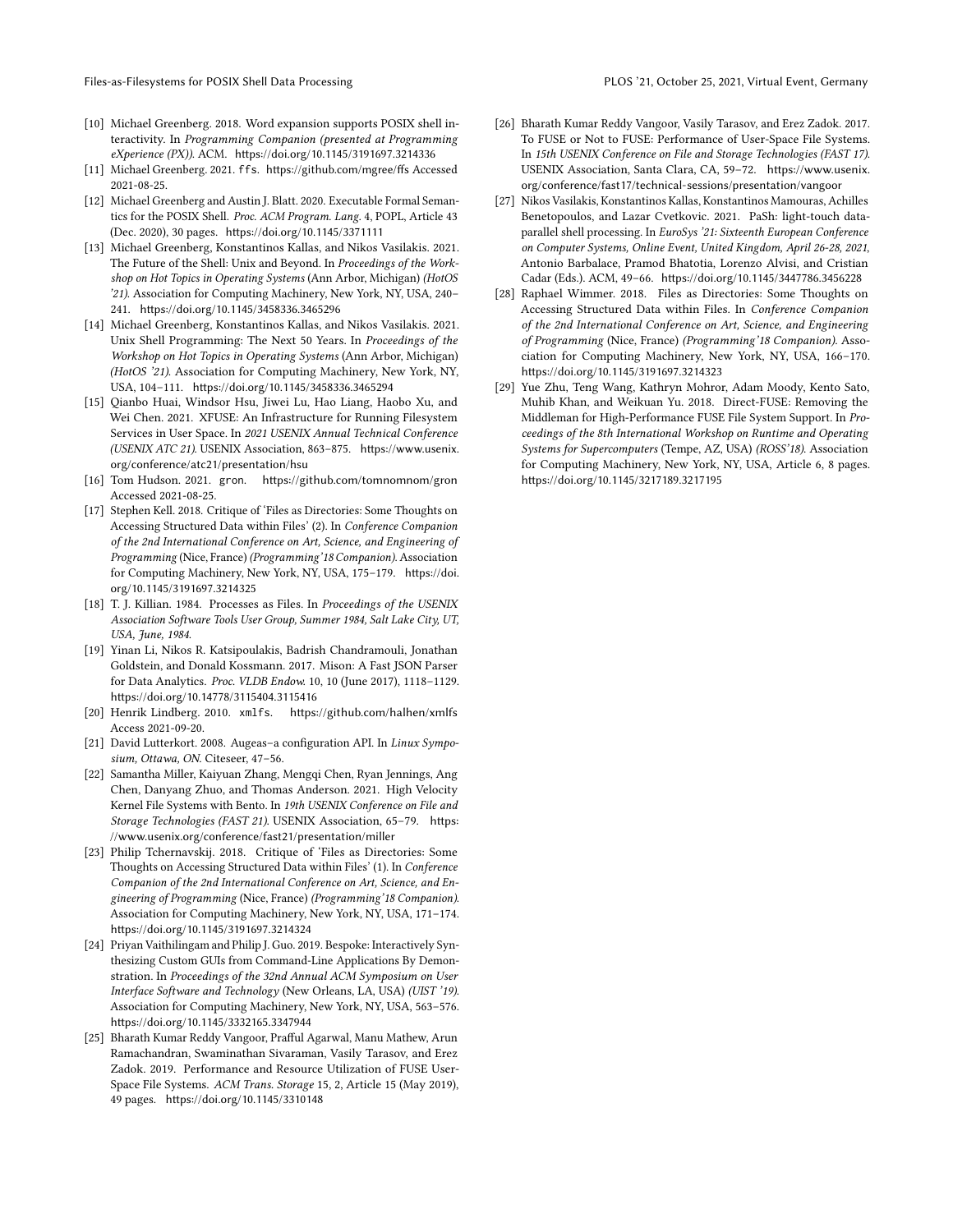[10] Michael Greenberg. 2018. Word expansion supports POSIX shell interactivity. In *Programming Companion (presented at Programming eXperience (PX))*. ACM. https://doi.org/10.1145/3191697.3214336

[11] Michael Greenberg. 2021. `ffs`. https://github.com/mgree/ffs Accessed 2021-08-25.

[12] Michael Greenberg and Austin J. Blatt. 2020. Executable Formal Semantics for the POSIX Shell. *Proc. ACM Program. Lang.* 4, POPL, Article 43 (Dec. 2020), 30 pages. https://doi.org/10.1145/3371111

[13] Michael Greenberg, Konstantinos Kallas, and Nikos Vasilakis. 2021. The Future of the Shell: Unix and Beyond. In *Proceedings of the Workshop on Hot Topics in Operating Systems* (Ann Arbor, Michigan) *(HotOS '21)*. Association for Computing Machinery, New York, NY, USA, 240–241. https://doi.org/10.1145/3458336.3465296

[14] Michael Greenberg, Konstantinos Kallas, and Nikos Vasilakis. 2021. Unix Shell Programming: The Next 50 Years. In *Proceedings of the Workshop on Hot Topics in Operating Systems* (Ann Arbor, Michigan) *(HotOS '21)*. Association for Computing Machinery, New York, NY, USA, 104–111. https://doi.org/10.1145/3458336.3465294

[15] Qianbo Huai, Windsor Hsu, Jiwei Lu, Hao Liang, Haobo Xu, and Wei Chen. 2021. XFUSE: An Infrastructure for Running Filesystem Services in User Space. In *2021 USENIX Annual Technical Conference (USENIX ATC 21)*. USENIX Association, 863–875. https://www.usenix.org/conference/atc21/presentation/hsu

[16] Tom Hudson. 2021. `gron`. https://github.com/tomnomnom/gron Accessed 2021-08-25.

[17] Stephen Kell. 2018. Critique of 'Files as Directories: Some Thoughts on Accessing Structured Data within Files' (2). In *Conference Companion of the 2nd International Conference on Art, Science, and Engineering of Programming* (Nice, France) *(Programming'18 Companion)*. Association for Computing Machinery, New York, NY, USA, 175–179. https://doi.org/10.1145/3191697.3214325

[18] T. J. Killian. 1984. Processes as Files. In *Proceedings of the USENIX Association Software Tools User Group, Summer 1984, Salt Lake City, UT, USA, June, 1984*.

[19] Yinan Li, Nikos R. Katsipoulakis, Badrish Chandramouli, Jonathan Goldstein, and Donald Kossmann. 2017. Mison: A Fast JSON Parser for Data Analytics. *Proc. VLDB Endow.* 10, 10 (June 2017), 1118–1129. https://doi.org/10.14778/3115404.3115416

[20] Henrik Lindberg. 2010. `xmlfs`. https://github.com/halhen/xmlfs Access 2021-09-20.

[21] David Lutterkort. 2008. Augeas–a configuration API. In *Linux Symposium, Ottawa, ON*. Citeseer, 47–56.

[22] Samantha Miller, Kaiyuan Zhang, Mengqi Chen, Ryan Jennings, Ang Chen, Danyang Zhuo, and Thomas Anderson. 2021. High Velocity Kernel File Systems with Bento. In *19th USENIX Conference on File and Storage Technologies (FAST 21)*. USENIX Association, 65–79. https://www.usenix.org/conference/fast21/presentation/miller

[23] Philip Tchernavskij. 2018. Critique of 'Files as Directories: Some Thoughts on Accessing Structured Data within Files' (1). In *Conference Companion of the 2nd International Conference on Art, Science, and Engineering of Programming* (Nice, France) *(Programming'18 Companion)*. Association for Computing Machinery, New York, NY, USA, 171–174. https://doi.org/10.1145/3191697.3214324

[24] Priyan Vaithilingam and Philip J. Guo. 2019. Bespoke: Interactively Synthesizing Custom GUIs from Command-Line Applications By Demonstration. In *Proceedings of the 32nd Annual ACM Symposium on User Interface Software and Technology* (New Orleans, LA, USA) *(UIST '19)*. Association for Computing Machinery, New York, NY, USA, 563–576. https://doi.org/10.1145/3332165.3347944

[25] Bharath Kumar Reddy Vangoor, Prafful Agarwal, Manu Mathew, Arun Ramachandran, Swaminathan Sivaraman, Vasily Tarasov, and Erez Zadok. 2019. Performance and Resource Utilization of FUSE User-Space File Systems. *ACM Trans. Storage* 15, 2, Article 15 (May 2019), 49 pages. https://doi.org/10.1145/3310148

[26] Bharath Kumar Reddy Vangoor, Vasily Tarasov, and Erez Zadok. 2017. To FUSE or Not to FUSE: Performance of User-Space File Systems. In *15th USENIX Conference on File and Storage Technologies (FAST 17)*. USENIX Association, Santa Clara, CA, 59–72. https://www.usenix.org/conference/fast17/technical-sessions/presentation/vangoor

[27] Nikos Vasilakis, Konstantinos Kallas, Konstantinos Mamouras, Achilles Benetopoulos, and Lazar Cvetkovic. 2021. PaSh: light-touch data-parallel shell processing. In *EuroSys '21: Sixteenth European Conference on Computer Systems, Online Event, United Kingdom, April 26-28, 2021*, Antonio Barbalace, Pramod Bhatotia, Lorenzo Alvisi, and Cristian Cadar (Eds.). ACM, 49–66. https://doi.org/10.1145/3447786.3456228

[28] Raphael Wimmer. 2018. Files as Directories: Some Thoughts on Accessing Structured Data within Files. In *Conference Companion of the 2nd International Conference on Art, Science, and Engineering of Programming* (Nice, France) *(Programming'18 Companion)*. Association for Computing Machinery, New York, NY, USA, 166–170. https://doi.org/10.1145/3191697.3214323

[29] Yue Zhu, Teng Wang, Kathryn Mohror, Adam Moody, Kento Sato, Muhib Khan, and Weikuan Yu. 2018. Direct-FUSE: Removing the Middleman for High-Performance FUSE File System Support. In *Proceedings of the 8th International Workshop on Runtime and Operating Systems for Supercomputers* (Tempe, AZ, USA) *(ROSS'18)*. Association for Computing Machinery, New York, NY, USA, Article 6, 8 pages. https://doi.org/10.1145/3217189.3217195